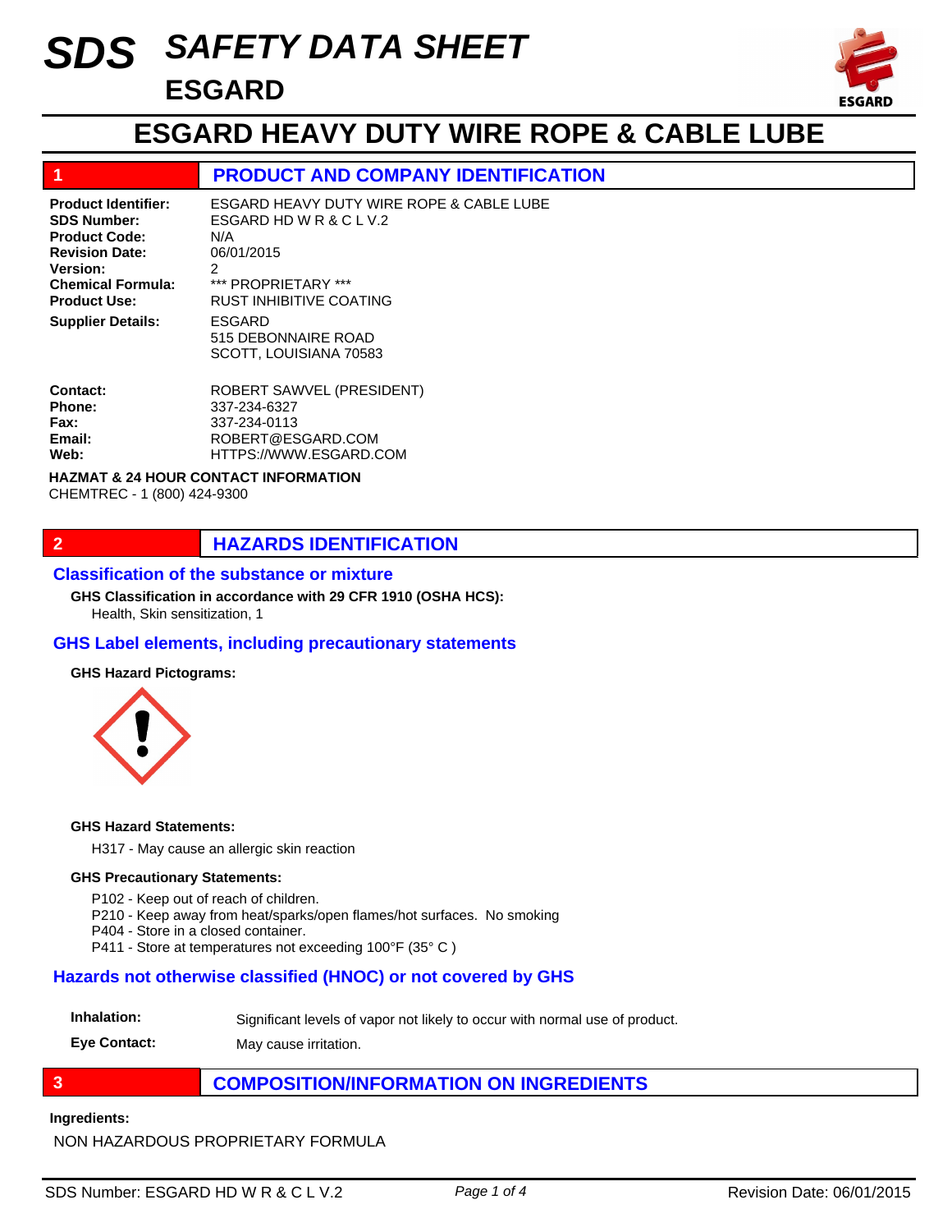# SDS SAFETY DATA SHEET
## ESGARD

# ESGARD HEAVY DUTY WIRE ROPE & CABLE LUBE

## 1 PRODUCT AND COMPANY IDENTIFICATION

**Product Identifier:** ESGARD HEAVY DUTY WIRE ROPE & CABLE LUBE
**SDS Number:** ESGARD HD W R & C L V.2
**Product Code:** N/A
**Revision Date:** 06/01/2015
**Version:** 2
**Chemical Formula:** *** PROPRIETARY ***
**Product Use:** RUST INHIBITIVE COATING
**Supplier Details:** ESGARD
515 DEBONNAIRE ROAD
SCOTT, LOUISIANA 70583

**Contact:** ROBERT SAWVEL (PRESIDENT)
**Phone:** 337-234-6327
**Fax:** 337-234-0113
**Email:** ROBERT@ESGARD.COM
**Web:** HTTPS://WWW.ESGARD.COM

**HAZMAT & 24 HOUR CONTACT INFORMATION**
CHEMTREC - 1 (800) 424-9300

## 2 HAZARDS IDENTIFICATION

### Classification of the substance or mixture

**GHS Classification in accordance with 29 CFR 1910 (OSHA HCS):**
Health, Skin sensitization, 1

### GHS Label elements, including precautionary statements

**GHS Hazard Pictograms:**

**GHS Hazard Statements:**

H317 - May cause an allergic skin reaction

**GHS Precautionary Statements:**

P102 - Keep out of reach of children.
P210 - Keep away from heat/sparks/open flames/hot surfaces. No smoking
P404 - Store in a closed container.
P411 - Store at temperatures not exceeding 100°F (35° C )

### Hazards not otherwise classified (HNOC) or not covered by GHS

**Inhalation:** Significant levels of vapor not likely to occur with normal use of product.

**Eye Contact:** May cause irritation.

## 3 COMPOSITION/INFORMATION ON INGREDIENTS

**Ingredients:**

NON HAZARDOUS PROPRIETARY FORMULA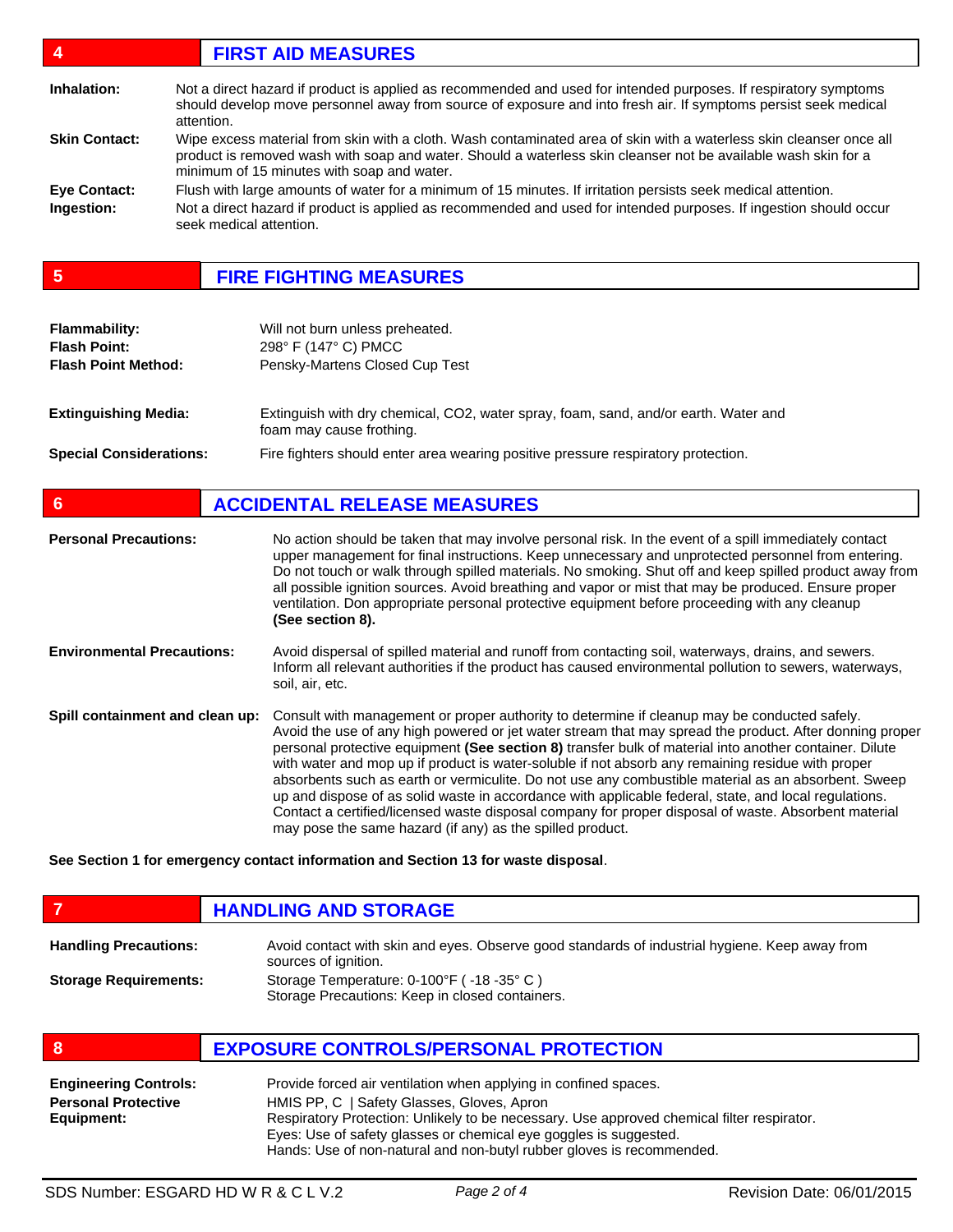## 4 FIRST AID MEASURES

**Inhalation:** Not a direct hazard if product is applied as recommended and used for intended purposes. If respiratory symptoms should develop move personnel away from source of exposure and into fresh air. If symptoms persist seek medical attention.

**Skin Contact:** Wipe excess material from skin with a cloth. Wash contaminated area of skin with a waterless skin cleanser once all product is removed wash with soap and water. Should a waterless skin cleanser not be available wash skin for a minimum of 15 minutes with soap and water.

**Eye Contact:** Flush with large amounts of water for a minimum of 15 minutes. If irritation persists seek medical attention.

**Ingestion:** Not a direct hazard if product is applied as recommended and used for intended purposes. If ingestion should occur seek medical attention.

## 5 FIRE FIGHTING MEASURES

**Flammability:** Will not burn unless preheated.
**Flash Point:** 298° F (147° C) PMCC
**Flash Point Method:** Pensky-Martens Closed Cup Test

**Extinguishing Media:** Extinguish with dry chemical, $CO_2$, water spray, foam, sand, and/or earth. Water and foam may cause frothing.

**Special Considerations:** Fire fighters should enter area wearing positive pressure respiratory protection.

## 6 ACCIDENTAL RELEASE MEASURES

**Personal Precautions:** No action should be taken that may involve personal risk. In the event of a spill immediately contact upper management for final instructions. Keep unnecessary and unprotected personnel from entering. Do not touch or walk through spilled materials. No smoking. Shut off and keep spilled product away from all possible ignition sources. Avoid breathing and vapor or mist that may be produced. Ensure proper ventilation. Don appropriate personal protective equipment before proceeding with any cleanup **(See section 8).**

**Environmental Precautions:** Avoid dispersal of spilled material and runoff from contacting soil, waterways, drains, and sewers. Inform all relevant authorities if the product has caused environmental pollution to sewers, waterways, soil, air, etc.

**Spill containment and clean up:** Consult with management or proper authority to determine if cleanup may be conducted safely. Avoid the use of any high powered or jet water stream that may spread the product. After donning proper personal protective equipment **(See section 8)** transfer bulk of material into another container. Dilute with water and mop up if product is water-soluble if not absorb any remaining residue with proper absorbents such as earth or vermiculite. Do not use any combustible material as an absorbent. Sweep up and dispose of as solid waste in accordance with applicable federal, state, and local regulations. Contact a certified/licensed waste disposal company for proper disposal of waste. Absorbent material may pose the same hazard (if any) as the spilled product.

**See Section 1 for emergency contact information and Section 13 for waste disposal**.

## 7 HANDLING AND STORAGE

**Handling Precautions:** Avoid contact with skin and eyes. Observe good standards of industrial hygiene. Keep away from sources of ignition.

**Storage Requirements:** Storage Temperature: 0-100°F ( -18 -35° C )
Storage Precautions: Keep in closed containers.

## 8 EXPOSURE CONTROLS/PERSONAL PROTECTION

**Engineering Controls:** Provide forced air ventilation when applying in confined spaces.

**Personal Protective Equipment:** HMIS PP, C | Safety Glasses, Gloves, Apron
Respiratory Protection: Unlikely to be necessary. Use approved chemical filter respirator.
Eyes: Use of safety glasses or chemical eye goggles is suggested.
Hands: Use of non-natural and non-butyl rubber gloves is recommended.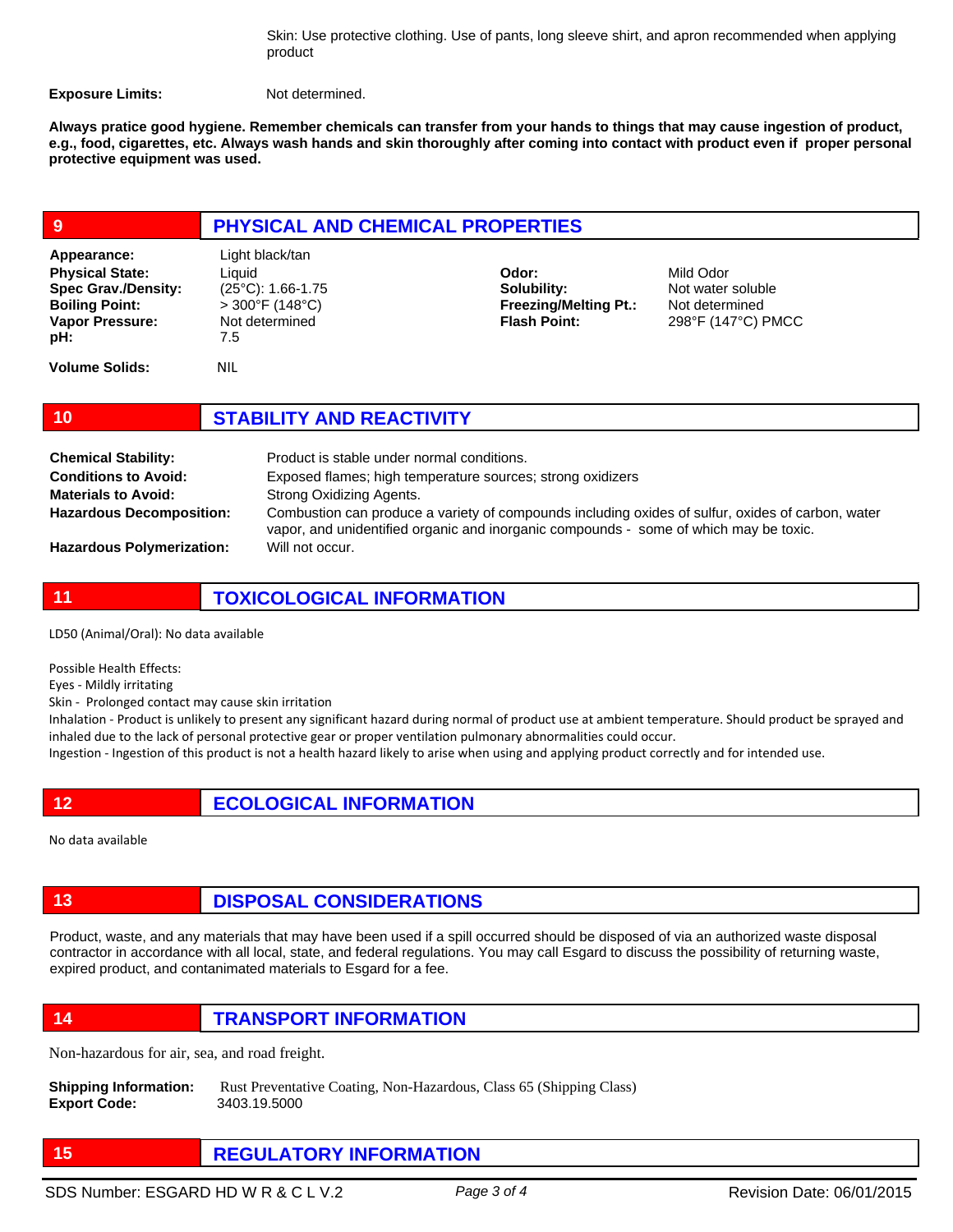Skin: Use protective clothing. Use of pants, long sleeve shirt, and apron recommended when applying product

**Exposure Limits:** Not determined.

**Always pratice good hygiene. Remember chemicals can transfer from your hands to things that may cause ingestion of product, e.g., food, cigarettes, etc. Always wash hands and skin thoroughly after coming into contact with product even if proper personal protective equipment was used.**

## 9 PHYSICAL AND CHEMICAL PROPERTIES

**Appearance:** Light black/tan

**Physical State:** Liquid

**Spec Grav./Density:** (25°C): 1.66-1.75

**Boiling Point:** > 300°F (148°C)

**Vapor Pressure:** Not determined

**pH:** 7.5

**Odor:** Mild Odor

**Solubility:** Not water soluble

**Freezing/Melting Pt.:** Not determined

**Flash Point:** 298°F (147°C) PMCC

**Volume Solids:** NIL

## 10 STABILITY AND REACTIVITY

**Chemical Stability:** Product is stable under normal conditions.

**Conditions to Avoid:** Exposed flames; high temperature sources; strong oxidizers

**Materials to Avoid:** Strong Oxidizing Agents.

**Hazardous Decomposition:** Combustion can produce a variety of compounds including oxides of sulfur, oxides of carbon, water vapor, and unidentified organic and inorganic compounds - some of which may be toxic.

**Hazardous Polymerization:** Will not occur.

## 11 TOXICOLOGICAL INFORMATION

LD50 (Animal/Oral): No data available

Possible Health Effects:

Eyes - Mildly irritating

Skin - Prolonged contact may cause skin irritation

Inhalation - Product is unlikely to present any significant hazard during normal of product use at ambient temperature. Should product be sprayed and inhaled due to the lack of personal protective gear or proper ventilation pulmonary abnormalities could occur.

Ingestion - Ingestion of this product is not a health hazard likely to arise when using and applying product correctly and for intended use.

## 12 ECOLOGICAL INFORMATION

No data available

## 13 DISPOSAL CONSIDERATIONS

Product, waste, and any materials that may have been used if a spill occurred should be disposed of via an authorized waste disposal contractor in accordance with all local, state, and federal regulations. You may call Esgard to discuss the possibility of returning waste, expired product, and contaminated materials to Esgard for a fee.

## 14 TRANSPORT INFORMATION

Non-hazardous for air, sea, and road freight.

**Shipping Information:** Rust Preventative Coating, Non-Hazardous, Class 65 (Shipping Class)

**Export Code:** 3403.19.5000

## 15 REGULATORY INFORMATION

SDS Number: ESGARD HD W R & C L V.2 | Revision Date: 06/01/2015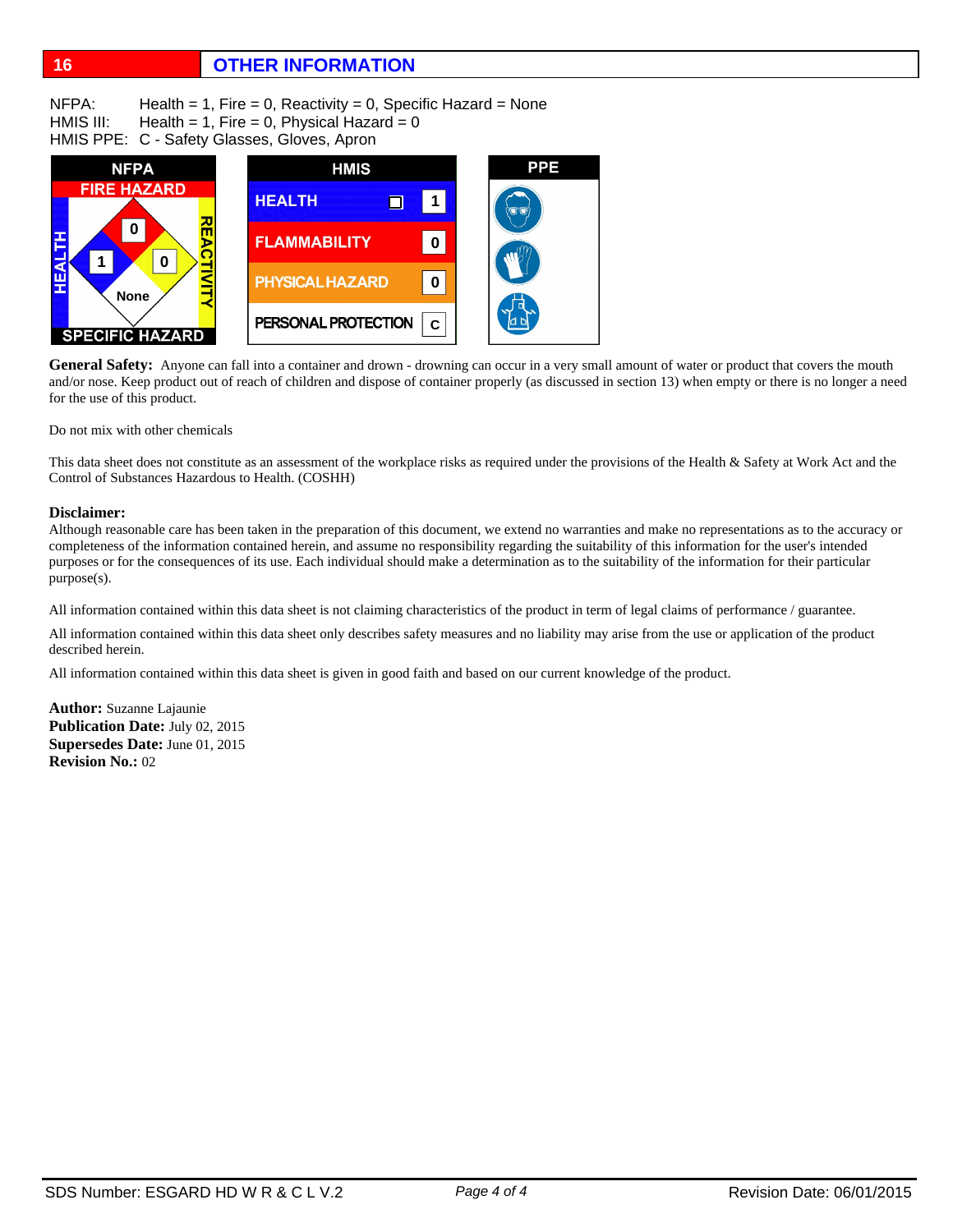## 16 OTHER INFORMATION

NFPA: Health = 1, Fire = 0, Reactivity = 0, Specific Hazard = None
HMIS III: Health = 1, Fire = 0, Physical Hazard = 0
HMIS PPE: C - Safety Glasses, Gloves, Apron

NFPA
FIRE HAZARD
0
HEALTH
1
REACTIVITY
0
None
SPECIFIC HAZARD

| HMIS | |
|---|---|
| HEALTH | 1 |
| FLAMMABILITY | 0 |
| PHYSICAL HAZARD | 0 |
| PERSONAL PROTECTION | C |

PPE

**General Safety:** Anyone can fall into a container and drown - drowning can occur in a very small amount of water or product that covers the mouth and/or nose. Keep product out of reach of children and dispose of container properly (as discussed in section 13) when empty or there is no longer a need for the use of this product.

Do not mix with other chemicals

This data sheet does not constitute as an assessment of the workplace risks as required under the provisions of the Health & Safety at Work Act and the Control of Substances Hazardous to Health. (COSHH)

**Disclaimer:**
Although reasonable care has been taken in the preparation of this document, we extend no warranties and make no representations as to the accuracy or completeness of the information contained herein, and assume no responsibility regarding the suitability of this information for the user's intended purposes or for the consequences of its use. Each individual should make a determination as to the suitability of the information for their particular purpose(s).

All information contained within this data sheet is not claiming characteristics of the product in term of legal claims of performance / guarantee.

All information contained within this data sheet only describes safety measures and no liability may arise from the use or application of the product described herein.

All information contained within this data sheet is given in good faith and based on our current knowledge of the product.

**Author:** Suzanne Lajaunie
**Publication Date:** July 02, 2015
**Supersedes Date:** June 01, 2015
**Revision No.:** 02